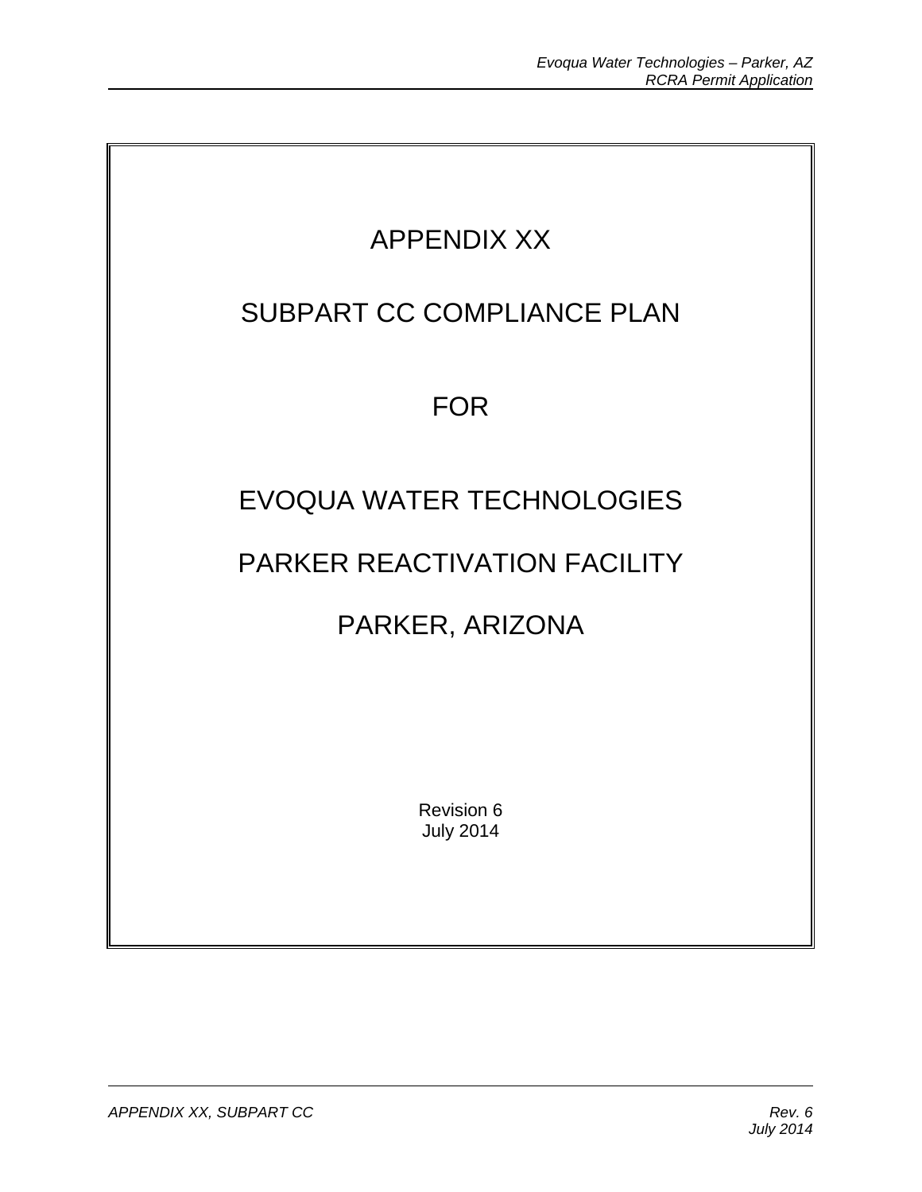# APPENDIX XX

# SUBPART CC COMPLIANCE PLAN

# FOR

# EVOQUA WATER TECHNOLOGIES

# PARKER REACTIVATION FACILITY

# PARKER, ARIZONA

Revision 6
July 2014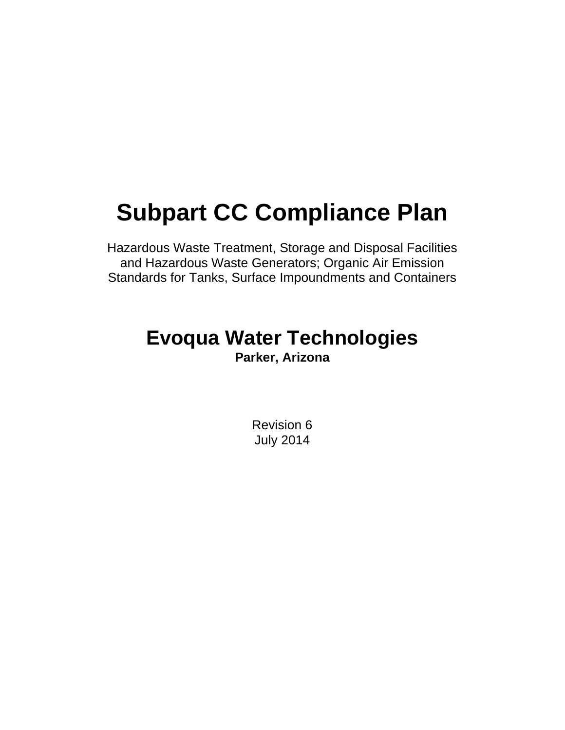# Subpart CC Compliance Plan

Hazardous Waste Treatment, Storage and Disposal Facilities and Hazardous Waste Generators; Organic Air Emission Standards for Tanks, Surface Impoundments and Containers

## Evoqua Water Technologies

**Parker, Arizona**

Revision 6
July 2014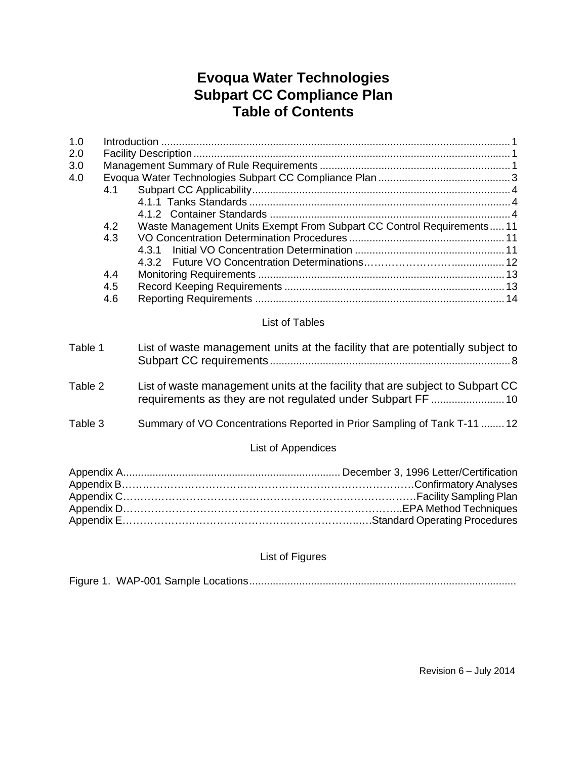# Evoqua Water Technologies
# Subpart CC Compliance Plan
# Table of Contents

1.0 Introduction ..... 1
2.0 Facility Description ..... 1
3.0 Management Summary of Rule Requirements ..... 1
4.0 Evoqua Water Technologies Subpart CC Compliance Plan ..... 3
- 4.1 Subpart CC Applicability ..... 4
  - 4.1.1 Tanks Standards ..... 4
  - 4.1.2 Container Standards ..... 4
- 4.2 Waste Management Units Exempt From Subpart CC Control Requirements ..... 11
- 4.3 VO Concentration Determination Procedures ..... 11
  - 4.3.1 Initial VO Concentration Determination ..... 11
  - 4.3.2 Future VO Concentration Determinations ..... 12
- 4.4 Monitoring Requirements ..... 13
- 4.5 Record Keeping Requirements ..... 13
- 4.6 Reporting Requirements ..... 14

List of Tables

Table 1 List of waste management units at the facility that are potentially subject to Subpart CC requirements ..... 8

Table 2 List of waste management units at the facility that are subject to Subpart CC requirements as they are not regulated under Subpart FF ..... 10

Table 3 Summary of VO Concentrations Reported in Prior Sampling of Tank T-11 ..... 12

List of Appendices

Appendix A ..... December 3, 1996 Letter/Certification
Appendix B ..... Confirmatory Analyses
Appendix C ..... Facility Sampling Plan
Appendix D ..... EPA Method Techniques
Appendix E ..... Standard Operating Procedures

List of Figures

Figure 1. WAP-001 Sample Locations .....

Revision 6 – July 2014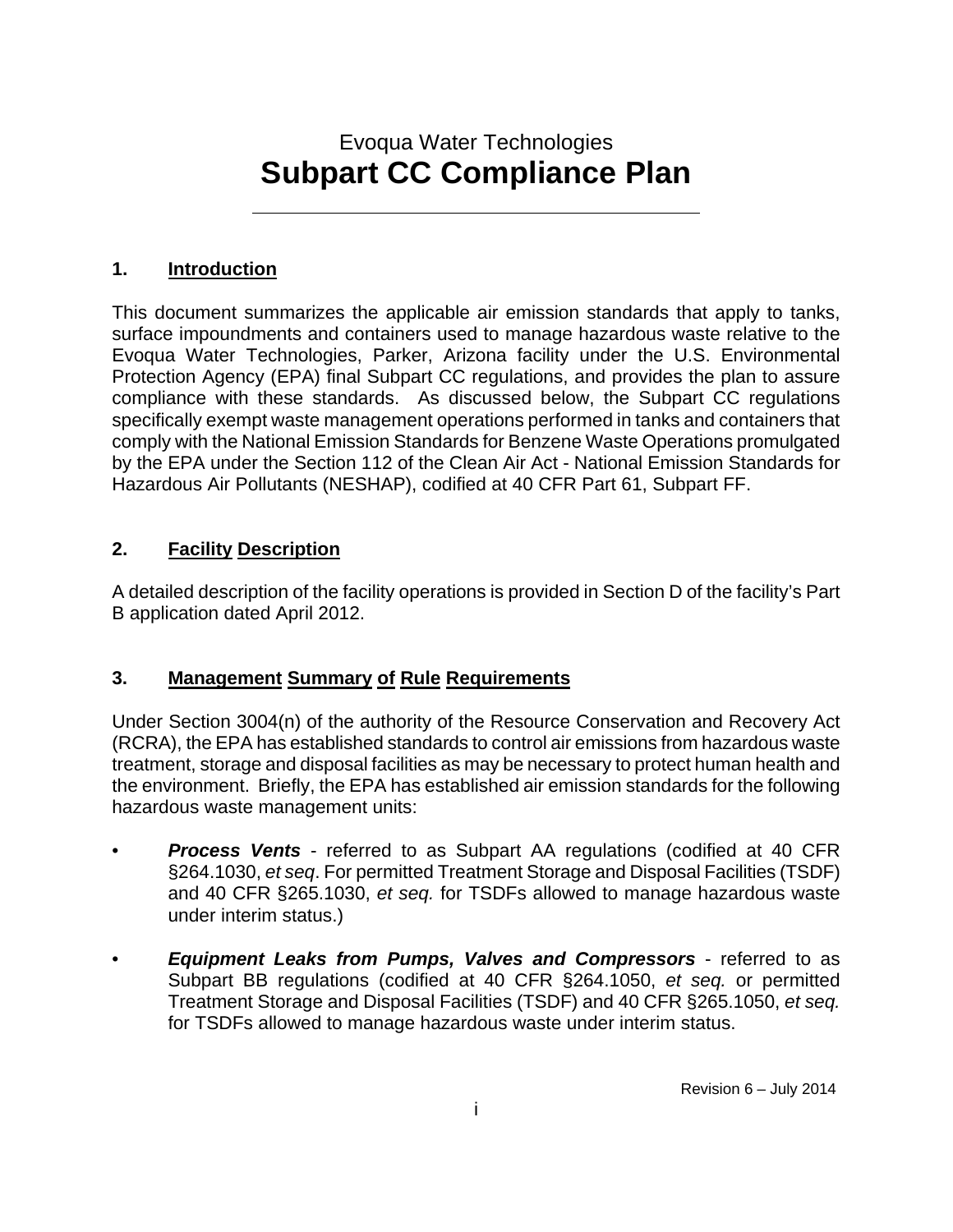Evoqua Water Technologies

# Subpart CC Compliance Plan

## 1. Introduction

This document summarizes the applicable air emission standards that apply to tanks, surface impoundments and containers used to manage hazardous waste relative to the Evoqua Water Technologies, Parker, Arizona facility under the U.S. Environmental Protection Agency (EPA) final Subpart CC regulations, and provides the plan to assure compliance with these standards. As discussed below, the Subpart CC regulations specifically exempt waste management operations performed in tanks and containers that comply with the National Emission Standards for Benzene Waste Operations promulgated by the EPA under the Section 112 of the Clean Air Act - National Emission Standards for Hazardous Air Pollutants (NESHAP), codified at 40 CFR Part 61, Subpart FF.

## 2. Facility Description

A detailed description of the facility operations is provided in Section D of the facility's Part B application dated April 2012.

## 3. Management Summary of Rule Requirements

Under Section 3004(n) of the authority of the Resource Conservation and Recovery Act (RCRA), the EPA has established standards to control air emissions from hazardous waste treatment, storage and disposal facilities as may be necessary to protect human health and the environment. Briefly, the EPA has established air emission standards for the following hazardous waste management units:

- ***Process Vents*** - referred to as Subpart AA regulations (codified at 40 CFR §264.1030, *et seq*. For permitted Treatment Storage and Disposal Facilities (TSDF) and 40 CFR §265.1030, *et seq.* for TSDFs allowed to manage hazardous waste under interim status.)

- ***Equipment Leaks from Pumps, Valves and Compressors*** - referred to as Subpart BB regulations (codified at 40 CFR §264.1050, *et seq.* or permitted Treatment Storage and Disposal Facilities (TSDF) and 40 CFR §265.1050, *et seq.* for TSDFs allowed to manage hazardous waste under interim status.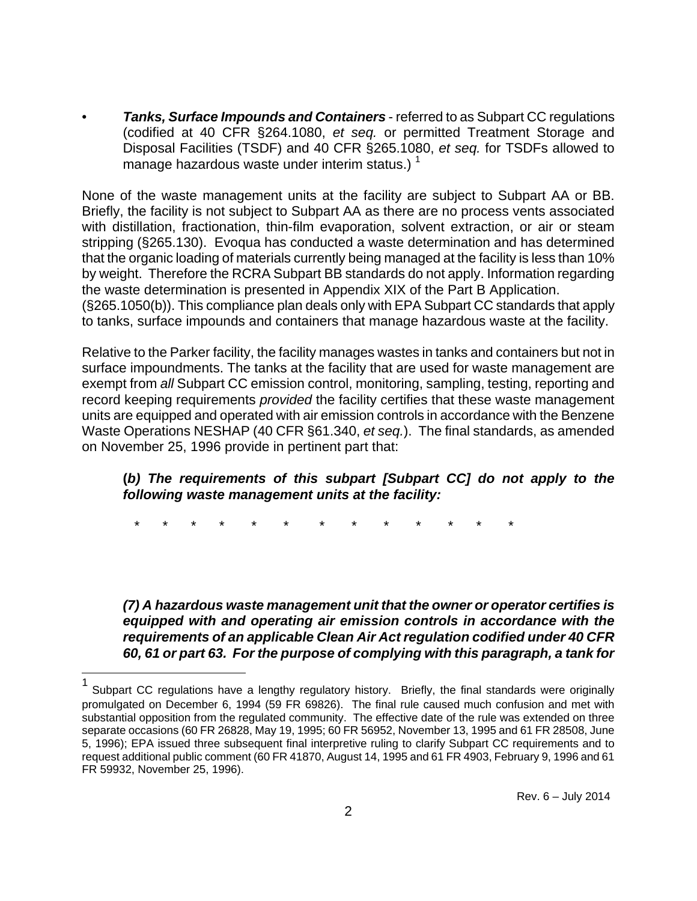- ***Tanks, Surface Impounds and Containers*** - referred to as Subpart CC regulations (codified at 40 CFR §264.1080, *et seq.* or permitted Treatment Storage and Disposal Facilities (TSDF) and 40 CFR §265.1080, *et seq.* for TSDFs allowed to manage hazardous waste under interim status.) [1]

None of the waste management units at the facility are subject to Subpart AA or BB. Briefly, the facility is not subject to Subpart AA as there are no process vents associated with distillation, fractionation, thin-film evaporation, solvent extraction, or air or steam stripping (§265.130). Evoqua has conducted a waste determination and has determined that the organic loading of materials currently being managed at the facility is less than 10% by weight. Therefore the RCRA Subpart BB standards do not apply. Information regarding the waste determination is presented in Appendix XIX of the Part B Application. (§265.1050(b)). This compliance plan deals only with EPA Subpart CC standards that apply to tanks, surface impounds and containers that manage hazardous waste at the facility.

Relative to the Parker facility, the facility manages wastes in tanks and containers but not in surface impoundments. The tanks at the facility that are used for waste management are exempt from *all* Subpart CC emission control, monitoring, sampling, testing, reporting and record keeping requirements *provided* the facility certifies that these waste management units are equipped and operated with air emission controls in accordance with the Benzene Waste Operations NESHAP (40 CFR §61.340, *et seq.*). The final standards, as amended on November 25, 1996 provide in pertinent part that:

> ***(b) The requirements of this subpart [Subpart CC] do not apply to the following waste management units at the facility:***
>
> \* \* \* \* \* \* \* \* \* \* \* \* \*
>
> ***(7) A hazardous waste management unit that the owner or operator certifies is equipped with and operating air emission controls in accordance with the requirements of an applicable Clean Air Act regulation codified under 40 CFR 60, 61 or part 63. For the purpose of complying with this paragraph, a tank for***

---

[1] Subpart CC regulations have a lengthy regulatory history. Briefly, the final standards were originally promulgated on December 6, 1994 (59 FR 69826). The final rule caused much confusion and met with substantial opposition from the regulated community. The effective date of the rule was extended on three separate occasions (60 FR 26828, May 19, 1995; 60 FR 56952, November 13, 1995 and 61 FR 28508, June 5, 1996); EPA issued three subsequent final interpretive ruling to clarify Subpart CC requirements and to request additional public comment (60 FR 41870, August 14, 1995 and 61 FR 4903, February 9, 1996 and 61 FR 59932, November 25, 1996).

Rev. 6 – July 2014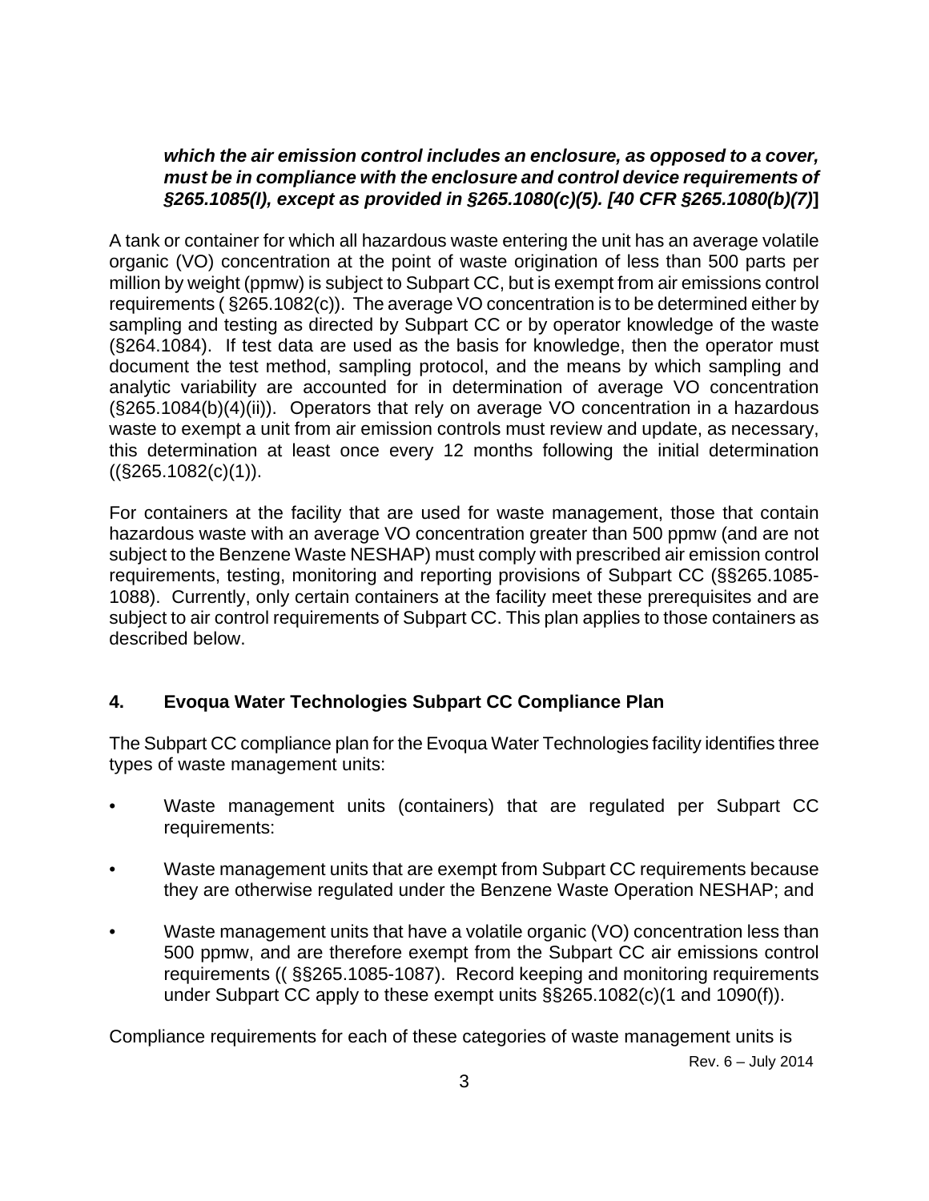***which the air emission control includes an enclosure, as opposed to a cover, must be in compliance with the enclosure and control device requirements of §265.1085(I), except as provided in §265.1080(c)(5). [40 CFR §265.1080(b)(7)*]**

A tank or container for which all hazardous waste entering the unit has an average volatile organic (VO) concentration at the point of waste origination of less than 500 parts per million by weight (ppmw) is subject to Subpart CC, but is exempt from air emissions control requirements ( §265.1082(c)). The average VO concentration is to be determined either by sampling and testing as directed by Subpart CC or by operator knowledge of the waste (§264.1084). If test data are used as the basis for knowledge, then the operator must document the test method, sampling protocol, and the means by which sampling and analytic variability are accounted for in determination of average VO concentration (§265.1084(b)(4)(ii)). Operators that rely on average VO concentration in a hazardous waste to exempt a unit from air emission controls must review and update, as necessary, this determination at least once every 12 months following the initial determination ((§265.1082(c)(1)).

For containers at the facility that are used for waste management, those that contain hazardous waste with an average VO concentration greater than 500 ppmw (and are not subject to the Benzene Waste NESHAP) must comply with prescribed air emission control requirements, testing, monitoring and reporting provisions of Subpart CC (§§265.1085-1088). Currently, only certain containers at the facility meet these prerequisites and are subject to air control requirements of Subpart CC. This plan applies to those containers as described below.

## 4. Evoqua Water Technologies Subpart CC Compliance Plan

The Subpart CC compliance plan for the Evoqua Water Technologies facility identifies three types of waste management units:

- Waste management units (containers) that are regulated per Subpart CC requirements:
- Waste management units that are exempt from Subpart CC requirements because they are otherwise regulated under the Benzene Waste Operation NESHAP; and
- Waste management units that have a volatile organic (VO) concentration less than 500 ppmw, and are therefore exempt from the Subpart CC air emissions control requirements (( §§265.1085-1087). Record keeping and monitoring requirements under Subpart CC apply to these exempt units §§265.1082(c)(1 and 1090(f)).

Compliance requirements for each of these categories of waste management units is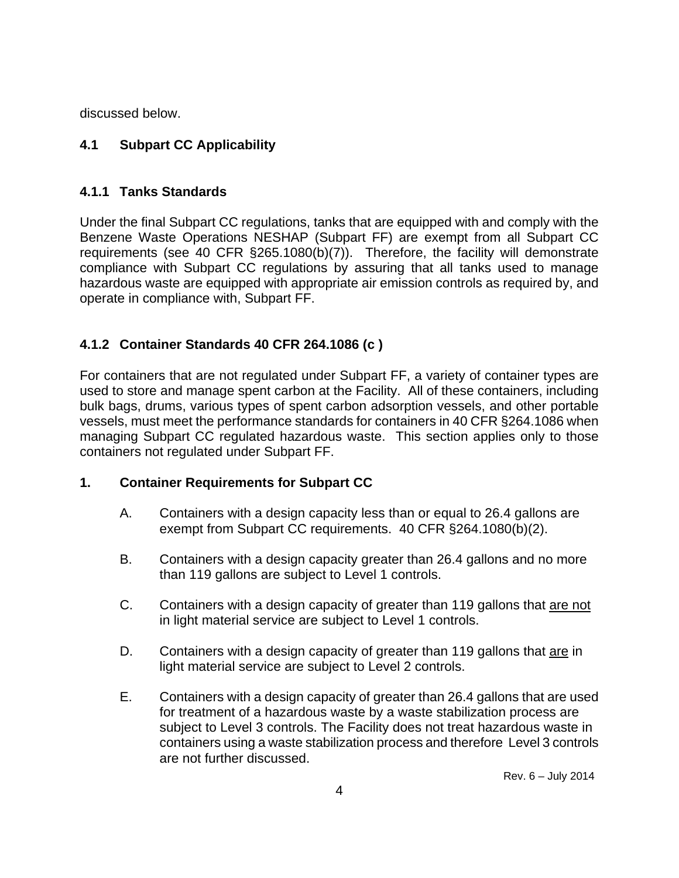discussed below.

## 4.1 Subpart CC Applicability

### 4.1.1 Tanks Standards

Under the final Subpart CC regulations, tanks that are equipped with and comply with the Benzene Waste Operations NESHAP (Subpart FF) are exempt from all Subpart CC requirements (see 40 CFR §265.1080(b)(7)). Therefore, the facility will demonstrate compliance with Subpart CC regulations by assuring that all tanks used to manage hazardous waste are equipped with appropriate air emission controls as required by, and operate in compliance with, Subpart FF.

### 4.1.2 Container Standards 40 CFR 264.1086 (c )

For containers that are not regulated under Subpart FF, a variety of container types are used to store and manage spent carbon at the Facility. All of these containers, including bulk bags, drums, various types of spent carbon adsorption vessels, and other portable vessels, must meet the performance standards for containers in 40 CFR §264.1086 when managing Subpart CC regulated hazardous waste. This section applies only to those containers not regulated under Subpart FF.

**1. Container Requirements for Subpart CC**

A. Containers with a design capacity less than or equal to 26.4 gallons are exempt from Subpart CC requirements. 40 CFR §264.1080(b)(2).

B. Containers with a design capacity greater than 26.4 gallons and no more than 119 gallons are subject to Level 1 controls.

C. Containers with a design capacity of greater than 119 gallons that <u>are not</u> in light material service are subject to Level 1 controls.

D. Containers with a design capacity of greater than 119 gallons that <u>are</u> in light material service are subject to Level 2 controls.

E. Containers with a design capacity of greater than 26.4 gallons that are used for treatment of a hazardous waste by a waste stabilization process are subject to Level 3 controls. The Facility does not treat hazardous waste in containers using a waste stabilization process and therefore Level 3 controls are not further discussed.

Rev. 6 – July 2014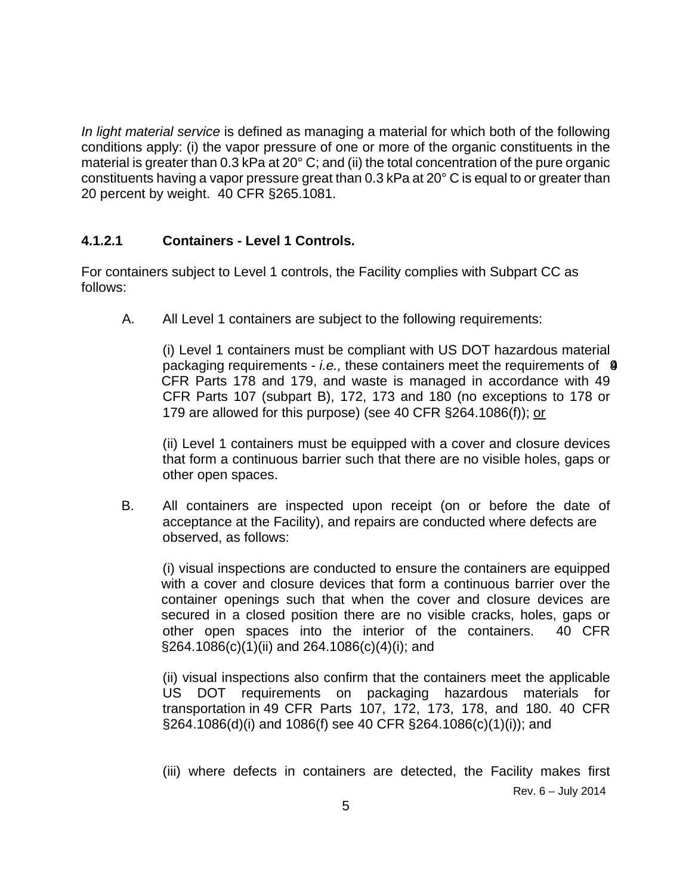*In light material service* is defined as managing a material for which both of the following conditions apply: (i) the vapor pressure of one or more of the organic constituents in the material is greater than 0.3 kPa at 20° C; and (ii) the total concentration of the pure organic constituents having a vapor pressure great than 0.3 kPa at 20° C is equal to or greater than 20 percent by weight. 40 CFR §265.1081.

#### 4.1.2.1 Containers - Level 1 Controls.

For containers subject to Level 1 controls, the Facility complies with Subpart CC as follows:

A. All Level 1 containers are subject to the following requirements:

   (i) Level 1 containers must be compliant with US DOT hazardous material packaging requirements - *i.e.,* these containers meet the requirements of 49 CFR Parts 178 and 179, and waste is managed in accordance with 49 CFR Parts 107 (subpart B), 172, 173 and 180 (no exceptions to 178 or 179 are allowed for this purpose) (see 40 CFR §264.1086(f)); <u>or</u>

   (ii) Level 1 containers must be equipped with a cover and closure devices that form a continuous barrier such that there are no visible holes, gaps or other open spaces.

B. All containers are inspected upon receipt (on or before the date of acceptance at the Facility), and repairs are conducted where defects are observed, as follows:

   (i) visual inspections are conducted to ensure the containers are equipped with a cover and closure devices that form a continuous barrier over the container openings such that when the cover and closure devices are secured in a closed position there are no visible cracks, holes, gaps or other open spaces into the interior of the containers. 40 CFR §264.1086(c)(1)(ii) and 264.1086(c)(4)(i); and

   (ii) visual inspections also confirm that the containers meet the applicable US DOT requirements on packaging hazardous materials for transportation in 49 CFR Parts 107, 172, 173, 178, and 180. 40 CFR §264.1086(d)(i) and 1086(f) see 40 CFR §264.1086(c)(1)(i)); and

   (iii) where defects in containers are detected, the Facility makes first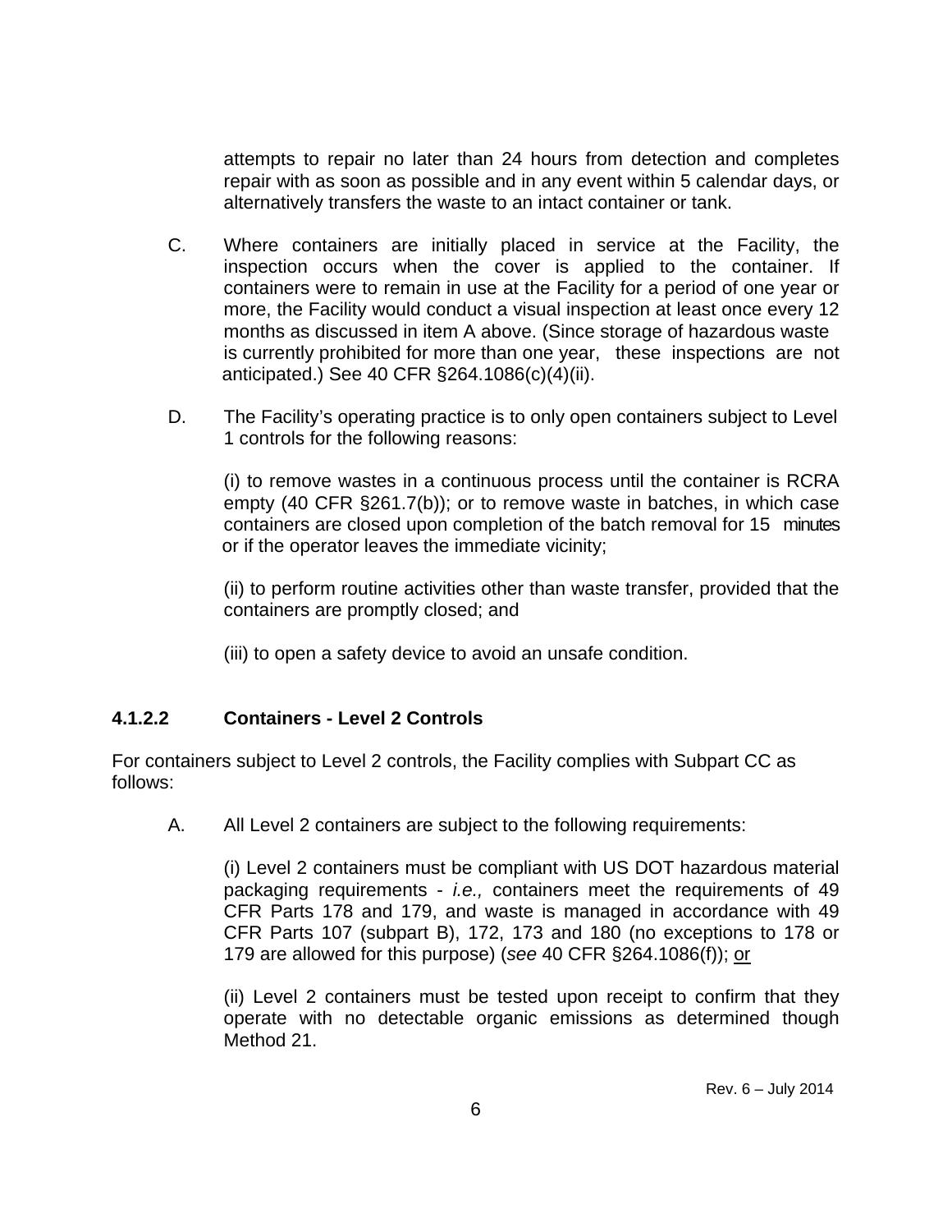attempts to repair no later than 24 hours from detection and completes repair with as soon as possible and in any event within 5 calendar days, or alternatively transfers the waste to an intact container or tank.

C. Where containers are initially placed in service at the Facility, the inspection occurs when the cover is applied to the container. If containers were to remain in use at the Facility for a period of one year or more, the Facility would conduct a visual inspection at least once every 12 months as discussed in item A above. (Since storage of hazardous waste is currently prohibited for more than one year, these inspections are not anticipated.) See 40 CFR §264.1086(c)(4)(ii).

D. The Facility's operating practice is to only open containers subject to Level 1 controls for the following reasons:

(i) to remove wastes in a continuous process until the container is RCRA empty (40 CFR §261.7(b)); or to remove waste in batches, in which case containers are closed upon completion of the batch removal for 15 minutes or if the operator leaves the immediate vicinity;

(ii) to perform routine activities other than waste transfer, provided that the containers are promptly closed; and

(iii) to open a safety device to avoid an unsafe condition.

### 4.1.2.2 Containers - Level 2 Controls

For containers subject to Level 2 controls, the Facility complies with Subpart CC as follows:

A. All Level 2 containers are subject to the following requirements:

(i) Level 2 containers must be compliant with US DOT hazardous material packaging requirements - *i.e.,* containers meet the requirements of 49 CFR Parts 178 and 179, and waste is managed in accordance with 49 CFR Parts 107 (subpart B), 172, 173 and 180 (no exceptions to 178 or 179 are allowed for this purpose) (*see* 40 CFR §264.1086(f)); <u>or</u>

(ii) Level 2 containers must be tested upon receipt to confirm that they operate with no detectable organic emissions as determined though Method 21.

Rev. 6 – July 2014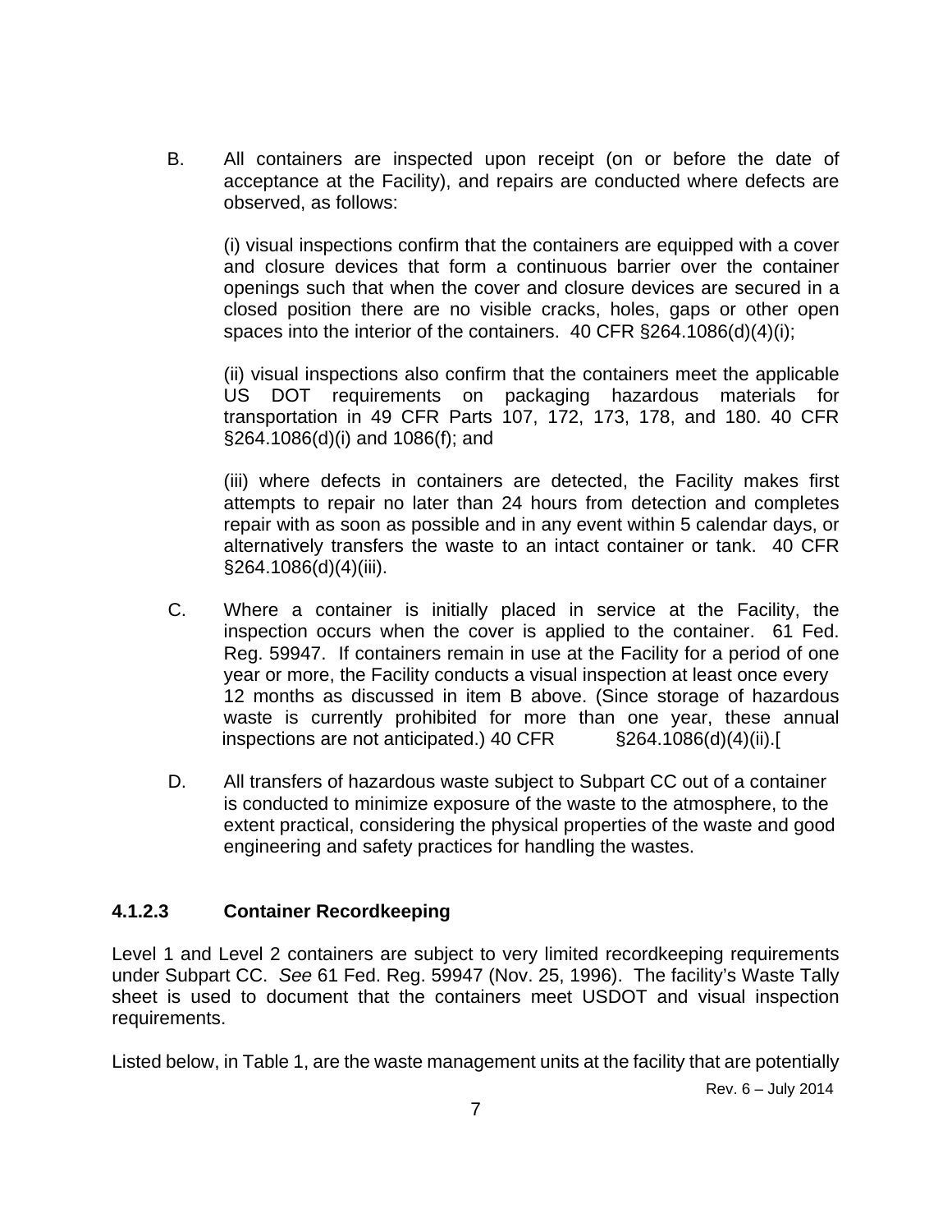B. All containers are inspected upon receipt (on or before the date of acceptance at the Facility), and repairs are conducted where defects are observed, as follows:

(i) visual inspections confirm that the containers are equipped with a cover and closure devices that form a continuous barrier over the container openings such that when the cover and closure devices are secured in a closed position there are no visible cracks, holes, gaps or other open spaces into the interior of the containers. 40 CFR §264.1086(d)(4)(i);

(ii) visual inspections also confirm that the containers meet the applicable US DOT requirements on packaging hazardous materials for transportation in 49 CFR Parts 107, 172, 173, 178, and 180. 40 CFR §264.1086(d)(i) and 1086(f); and

(iii) where defects in containers are detected, the Facility makes first attempts to repair no later than 24 hours from detection and completes repair with as soon as possible and in any event within 5 calendar days, or alternatively transfers the waste to an intact container or tank. 40 CFR §264.1086(d)(4)(iii).

C. Where a container is initially placed in service at the Facility, the inspection occurs when the cover is applied to the container. 61 Fed. Reg. 59947. If containers remain in use at the Facility for a period of one year or more, the Facility conducts a visual inspection at least once every 12 months as discussed in item B above. (Since storage of hazardous waste is currently prohibited for more than one year, these annual inspections are not anticipated.) 40 CFR §264.1086(d)(4)(ii).[

D. All transfers of hazardous waste subject to Subpart CC out of a container is conducted to minimize exposure of the waste to the atmosphere, to the extent practical, considering the physical properties of the waste and good engineering and safety practices for handling the wastes.

#### 4.1.2.3 Container Recordkeeping

Level 1 and Level 2 containers are subject to very limited recordkeeping requirements under Subpart CC. *See* 61 Fed. Reg. 59947 (Nov. 25, 1996). The facility's Waste Tally sheet is used to document that the containers meet USDOT and visual inspection requirements.

Listed below, in Table 1, are the waste management units at the facility that are potentially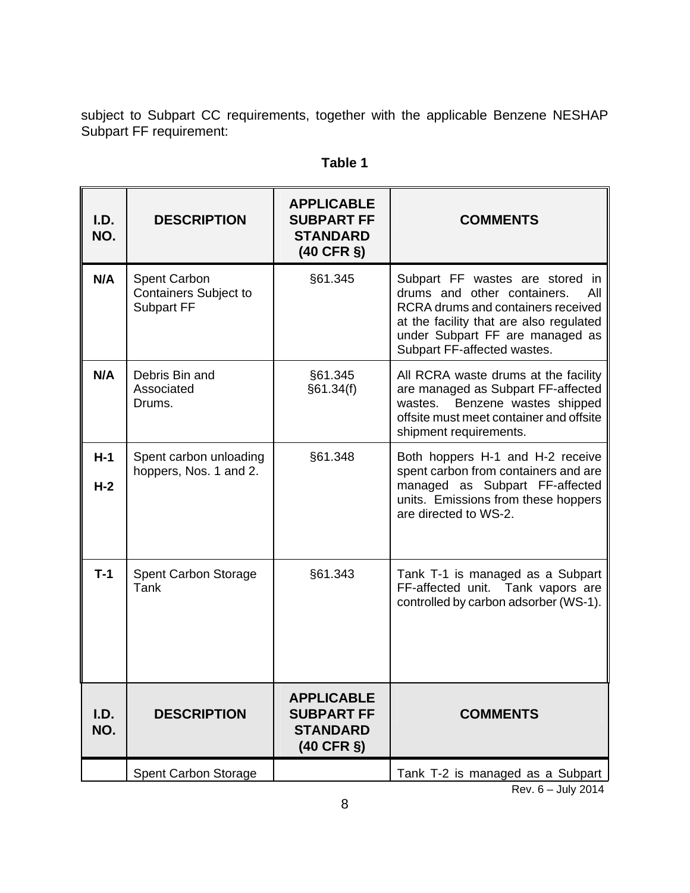subject to Subpart CC requirements, together with the applicable Benzene NESHAP Subpart FF requirement:

**Table 1**

| I.D. NO. | DESCRIPTION | APPLICABLE SUBPART FF STANDARD (40 CFR §) | COMMENTS |
|---|---|---|---|
| N/A | Spent Carbon Containers Subject to Subpart FF | §61.345 | Subpart FF wastes are stored in drums and other containers. All RCRA drums and containers received at the facility that are also regulated under Subpart FF are managed as Subpart FF-affected wastes. |
| N/A | Debris Bin and Associated Drums. | §61.345 §61.34(f) | All RCRA waste drums at the facility are managed as Subpart FF-affected wastes. Benzene wastes shipped offsite must meet container and offsite shipment requirements. |
| H-1 H-2 | Spent carbon unloading hoppers, Nos. 1 and 2. | §61.348 | Both hoppers H-1 and H-2 receive spent carbon from containers and are managed as Subpart FF-affected units. Emissions from these hoppers are directed to WS-2. |
| T-1 | Spent Carbon Storage Tank | §61.343 | Tank T-1 is managed as a Subpart FF-affected unit. Tank vapors are controlled by carbon adsorber (WS-1). |
| | Spent Carbon Storage | | Tank T-2 is managed as a Subpart |

Rev. 6 – July 2014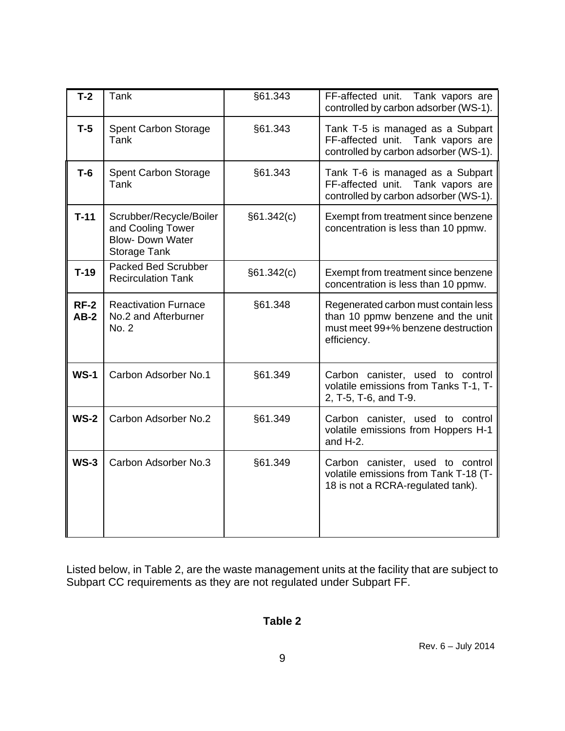| | | | |
|---|---|---|---|
| **T-2** | Tank | §61.343 | FF-affected unit. Tank vapors are controlled by carbon adsorber (WS-1). |
| **T-5** | Spent Carbon Storage Tank | §61.343 | Tank T-5 is managed as a Subpart FF-affected unit. Tank vapors are controlled by carbon adsorber (WS-1). |
| **T-6** | Spent Carbon Storage Tank | §61.343 | Tank T-6 is managed as a Subpart FF-affected unit. Tank vapors are controlled by carbon adsorber (WS-1). |
| **T-11** | Scrubber/Recycle/Boiler and Cooling Tower Blow- Down Water Storage Tank | §61.342(c) | Exempt from treatment since benzene concentration is less than 10 ppmw. |
| **T-19** | Packed Bed Scrubber Recirculation Tank | §61.342(c) | Exempt from treatment since benzene concentration is less than 10 ppmw. |
| **RF-2 AB-2** | Reactivation Furnace No.2 and Afterburner No. 2 | §61.348 | Regenerated carbon must contain less than 10 ppmw benzene and the unit must meet 99+% benzene destruction efficiency. |
| **WS-1** | Carbon Adsorber No.1 | §61.349 | Carbon canister, used to control volatile emissions from Tanks T-1, T-2, T-5, T-6, and T-9. |
| **WS-2** | Carbon Adsorber No.2 | §61.349 | Carbon canister, used to control volatile emissions from Hoppers H-1 and H-2. |
| **WS-3** | Carbon Adsorber No.3 | §61.349 | Carbon canister, used to control volatile emissions from Tank T-18 (T-18 is not a RCRA-regulated tank). |

Listed below, in Table 2, are the waste management units at the facility that are subject to Subpart CC requirements as they are not regulated under Subpart FF.

**Table 2**

Rev. 6 – July 2014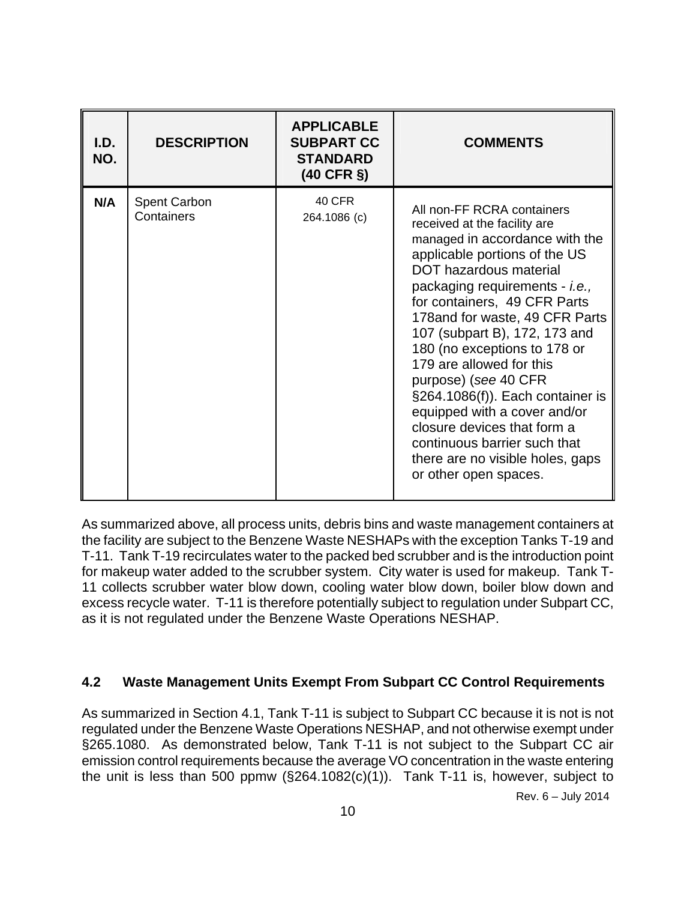| I.D. NO. | DESCRIPTION | APPLICABLE SUBPART CC STANDARD (40 CFR §) | COMMENTS |
|---|---|---|---|
| **N/A** | Spent Carbon Containers | 40 CFR 264.1086 (c) | All non-FF RCRA containers received at the facility are managed in accordance with the applicable portions of the US DOT hazardous material packaging requirements - *i.e.,* for containers, 49 CFR Parts 178and for waste, 49 CFR Parts 107 (subpart B), 172, 173 and 180 (no exceptions to 178 or 179 are allowed for this purpose) (*see* 40 CFR §264.1086(f)). Each container is equipped with a cover and/or closure devices that form a continuous barrier such that there are no visible holes, gaps or other open spaces. |

As summarized above, all process units, debris bins and waste management containers at the facility are subject to the Benzene Waste NESHAPs with the exception Tanks T-19 and T-11. Tank T-19 recirculates water to the packed bed scrubber and is the introduction point for makeup water added to the scrubber system. City water is used for makeup. Tank T-11 collects scrubber water blow down, cooling water blow down, boiler blow down and excess recycle water. T-11 is therefore potentially subject to regulation under Subpart CC, as it is not regulated under the Benzene Waste Operations NESHAP.

## 4.2 Waste Management Units Exempt From Subpart CC Control Requirements

As summarized in Section 4.1, Tank T-11 is subject to Subpart CC because it is not is not regulated under the Benzene Waste Operations NESHAP, and not otherwise exempt under §265.1080. As demonstrated below, Tank T-11 is not subject to the Subpart CC air emission control requirements because the average VO concentration in the waste entering the unit is less than 500 ppmw (§264.1082(c)(1)). Tank T-11 is, however, subject to

Rev. 6 – July 2014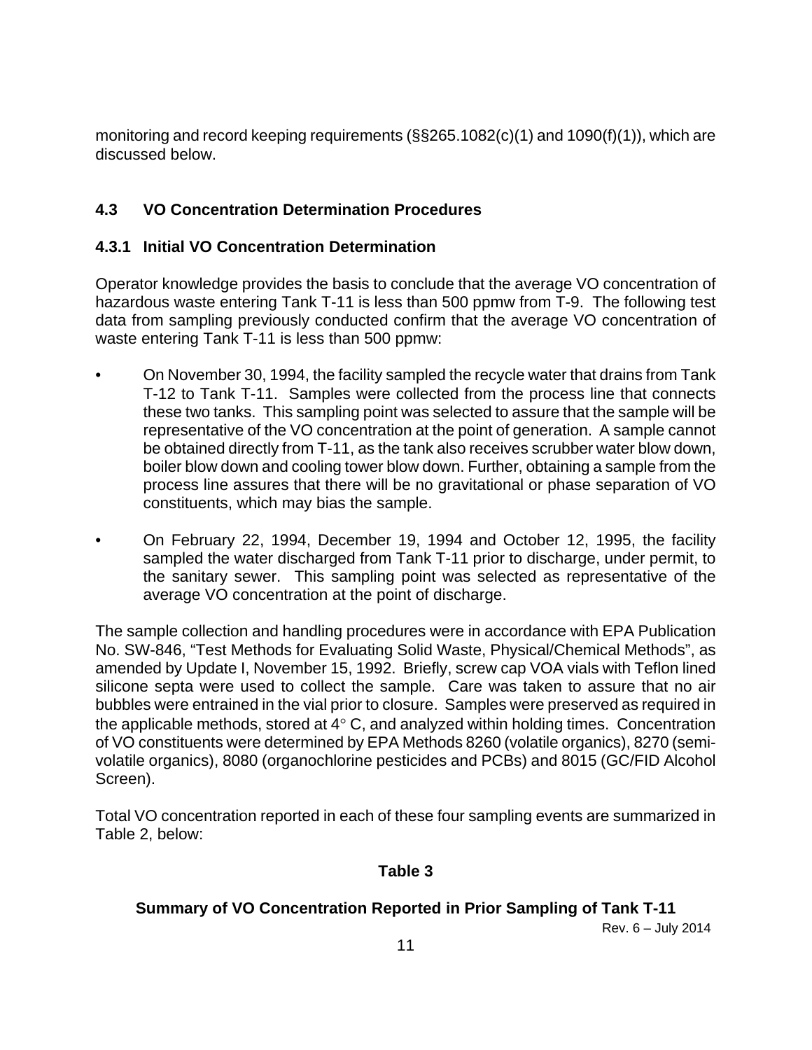monitoring and record keeping requirements (§§265.1082(c)(1) and 1090(f)(1)), which are discussed below.

## 4.3 VO Concentration Determination Procedures

### 4.3.1 Initial VO Concentration Determination

Operator knowledge provides the basis to conclude that the average VO concentration of hazardous waste entering Tank T-11 is less than 500 ppmw from T-9. The following test data from sampling previously conducted confirm that the average VO concentration of waste entering Tank T-11 is less than 500 ppmw:

- On November 30, 1994, the facility sampled the recycle water that drains from Tank T-12 to Tank T-11. Samples were collected from the process line that connects these two tanks. This sampling point was selected to assure that the sample will be representative of the VO concentration at the point of generation. A sample cannot be obtained directly from T-11, as the tank also receives scrubber water blow down, boiler blow down and cooling tower blow down. Further, obtaining a sample from the process line assures that there will be no gravitational or phase separation of VO constituents, which may bias the sample.

- On February 22, 1994, December 19, 1994 and October 12, 1995, the facility sampled the water discharged from Tank T-11 prior to discharge, under permit, to the sanitary sewer. This sampling point was selected as representative of the average VO concentration at the point of discharge.

The sample collection and handling procedures were in accordance with EPA Publication No. SW-846, "Test Methods for Evaluating Solid Waste, Physical/Chemical Methods", as amended by Update I, November 15, 1992. Briefly, screw cap VOA vials with Teflon lined silicone septa were used to collect the sample. Care was taken to assure that no air bubbles were entrained in the vial prior to closure. Samples were preserved as required in the applicable methods, stored at 4° C, and analyzed within holding times. Concentration of VO constituents were determined by EPA Methods 8260 (volatile organics), 8270 (semi-volatile organics), 8080 (organochlorine pesticides and PCBs) and 8015 (GC/FID Alcohol Screen).

Total VO concentration reported in each of these four sampling events are summarized in Table 2, below:

**Table 3**

**Summary of VO Concentration Reported in Prior Sampling of Tank T-11**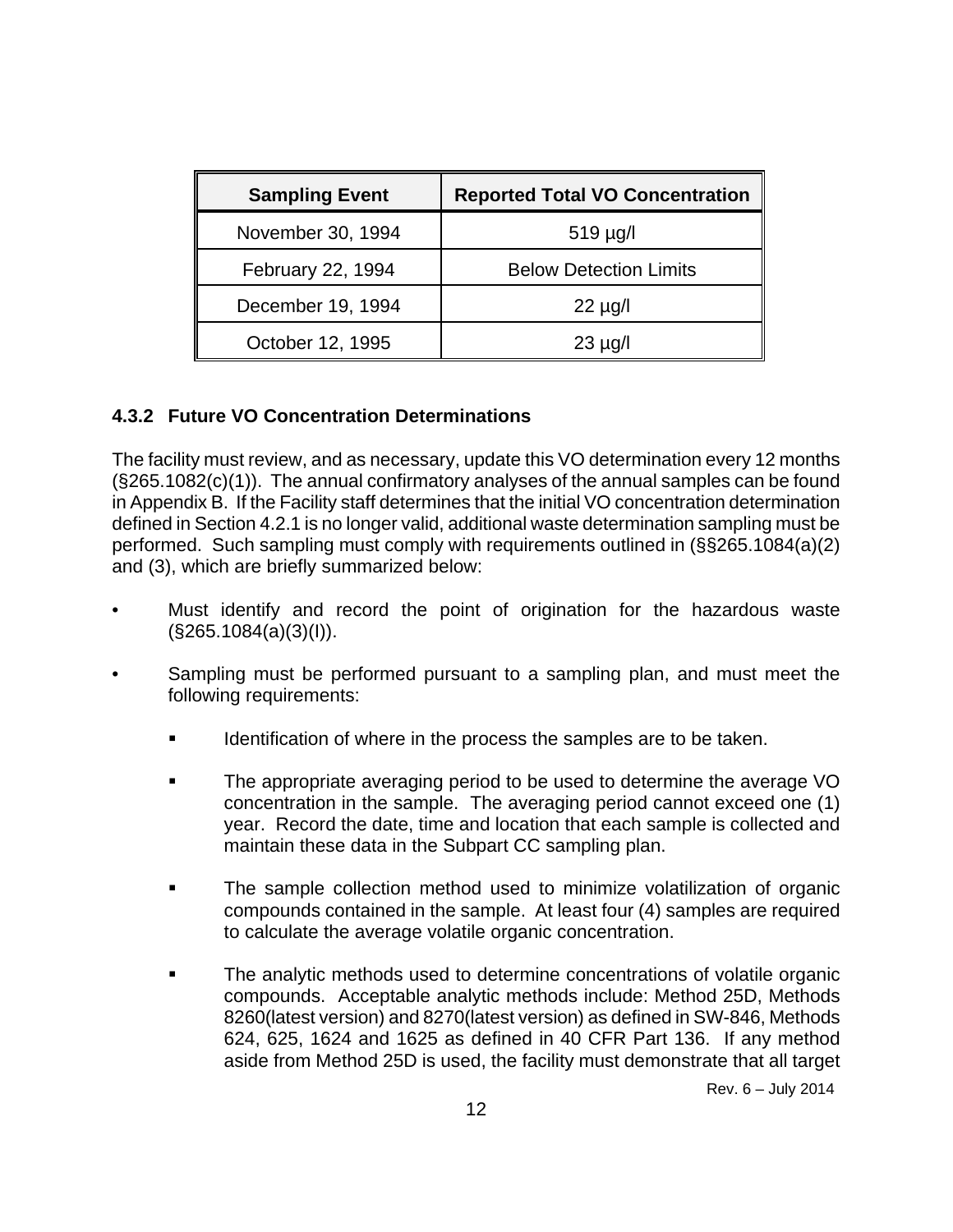| Sampling Event | Reported Total VO Concentration |
|---|---|
| November 30, 1994 | 519 µg/l |
| February 22, 1994 | Below Detection Limits |
| December 19, 1994 | 22 µg/l |
| October 12, 1995 | 23 µg/l |

### 4.3.2 Future VO Concentration Determinations

The facility must review, and as necessary, update this VO determination every 12 months (§265.1082(c)(1)). The annual confirmatory analyses of the annual samples can be found in Appendix B. If the Facility staff determines that the initial VO concentration determination defined in Section 4.2.1 is no longer valid, additional waste determination sampling must be performed. Such sampling must comply with requirements outlined in (§§265.1084(a)(2) and (3), which are briefly summarized below:

- Must identify and record the point of origination for the hazardous waste (§265.1084(a)(3)(I)).
- Sampling must be performed pursuant to a sampling plan, and must meet the following requirements:
  - Identification of where in the process the samples are to be taken.
  - The appropriate averaging period to be used to determine the average VO concentration in the sample. The averaging period cannot exceed one (1) year. Record the date, time and location that each sample is collected and maintain these data in the Subpart CC sampling plan.
  - The sample collection method used to minimize volatilization of organic compounds contained in the sample. At least four (4) samples are required to calculate the average volatile organic concentration.
  - The analytic methods used to determine concentrations of volatile organic compounds. Acceptable analytic methods include: Method 25D, Methods 8260(latest version) and 8270(latest version) as defined in SW-846, Methods 624, 625, 1624 and 1625 as defined in 40 CFR Part 136. If any method aside from Method 25D is used, the facility must demonstrate that all target

Rev. 6 – July 2014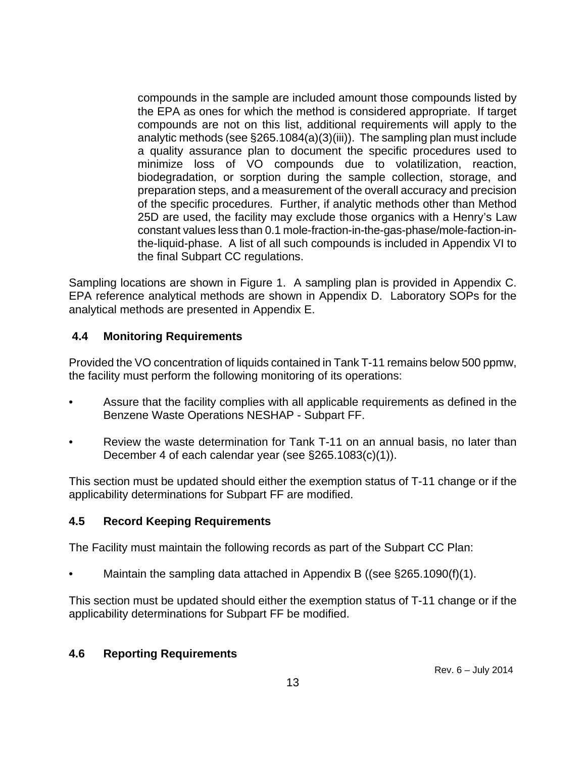compounds in the sample are included amount those compounds listed by the EPA as ones for which the method is considered appropriate. If target compounds are not on this list, additional requirements will apply to the analytic methods (see §265.1084(a)(3)(iii)). The sampling plan must include a quality assurance plan to document the specific procedures used to minimize loss of VO compounds due to volatilization, reaction, biodegradation, or sorption during the sample collection, storage, and preparation steps, and a measurement of the overall accuracy and precision of the specific procedures. Further, if analytic methods other than Method 25D are used, the facility may exclude those organics with a Henry's Law constant values less than 0.1 mole-fraction-in-the-gas-phase/mole-faction-in-the-liquid-phase. A list of all such compounds is included in Appendix VI to the final Subpart CC regulations.

Sampling locations are shown in Figure 1. A sampling plan is provided in Appendix C. EPA reference analytical methods are shown in Appendix D. Laboratory SOPs for the analytical methods are presented in Appendix E.

## 4.4 Monitoring Requirements

Provided the VO concentration of liquids contained in Tank T-11 remains below 500 ppmw, the facility must perform the following monitoring of its operations:

- Assure that the facility complies with all applicable requirements as defined in the Benzene Waste Operations NESHAP - Subpart FF.
- Review the waste determination for Tank T-11 on an annual basis, no later than December 4 of each calendar year (see §265.1083(c)(1)).

This section must be updated should either the exemption status of T-11 change or if the applicability determinations for Subpart FF are modified.

## 4.5 Record Keeping Requirements

The Facility must maintain the following records as part of the Subpart CC Plan:

- Maintain the sampling data attached in Appendix B ((see §265.1090(f)(1).

This section must be updated should either the exemption status of T-11 change or if the applicability determinations for Subpart FF be modified.

## 4.6 Reporting Requirements

Rev. 6 – July 2014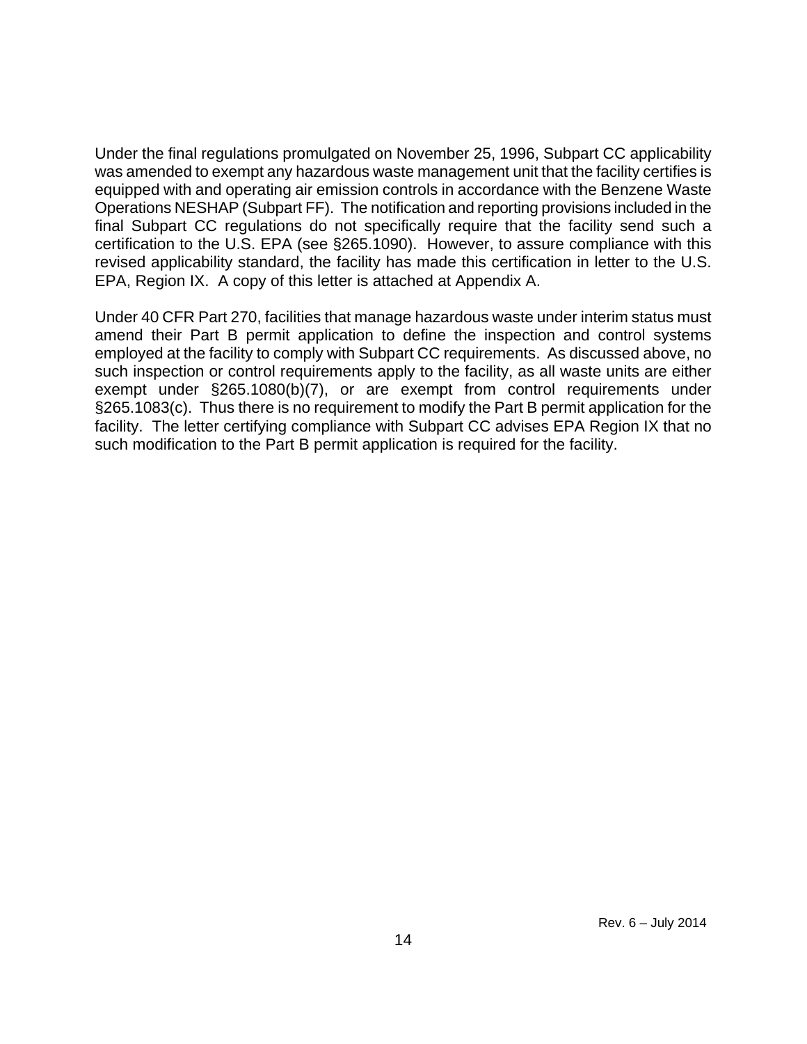Under the final regulations promulgated on November 25, 1996, Subpart CC applicability was amended to exempt any hazardous waste management unit that the facility certifies is equipped with and operating air emission controls in accordance with the Benzene Waste Operations NESHAP (Subpart FF). The notification and reporting provisions included in the final Subpart CC regulations do not specifically require that the facility send such a certification to the U.S. EPA (see §265.1090). However, to assure compliance with this revised applicability standard, the facility has made this certification in letter to the U.S. EPA, Region IX. A copy of this letter is attached at Appendix A.

Under 40 CFR Part 270, facilities that manage hazardous waste under interim status must amend their Part B permit application to define the inspection and control systems employed at the facility to comply with Subpart CC requirements. As discussed above, no such inspection or control requirements apply to the facility, as all waste units are either exempt under §265.1080(b)(7), or are exempt from control requirements under §265.1083(c). Thus there is no requirement to modify the Part B permit application for the facility. The letter certifying compliance with Subpart CC advises EPA Region IX that no such modification to the Part B permit application is required for the facility.

Rev. 6 – July 2014